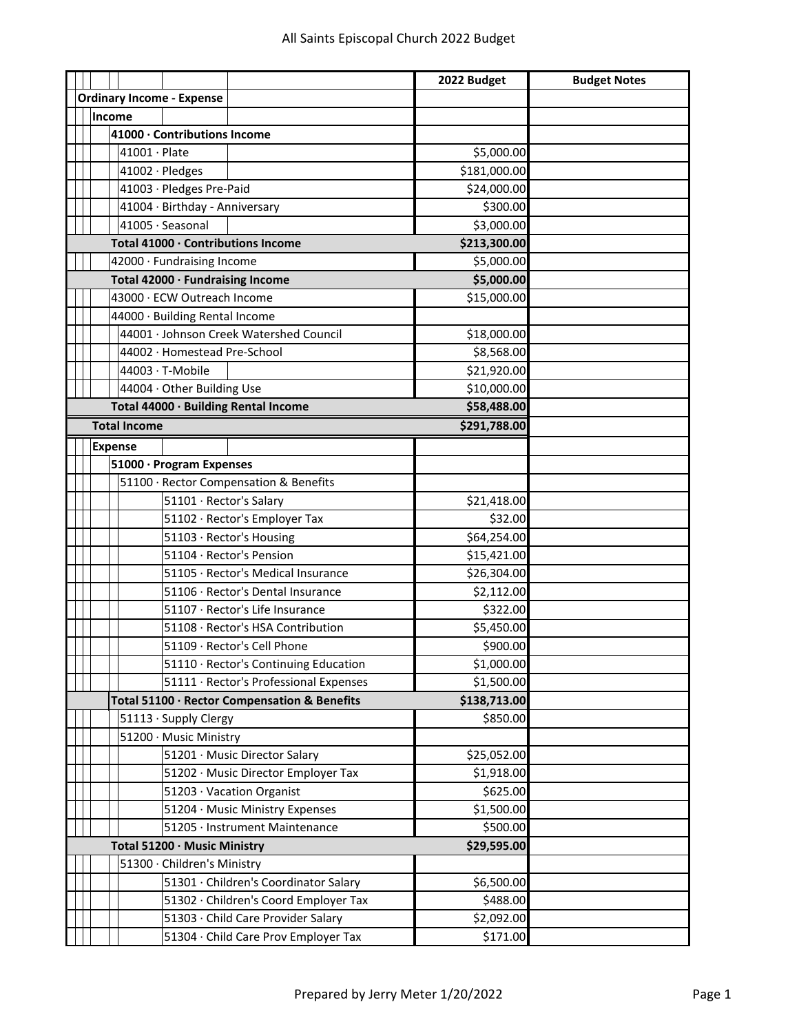# All Saints Episcopal Church 2022 Budget

| | 2022 Budget | Budget Notes |
|---|---|---|
| **Ordinary Income - Expense** | | |
| **Income** | | |
| **41000 · Contributions Income** | | |
| 41001 · Plate | $5,000.00 | |
| 41002 · Pledges | $181,000.00 | |
| 41003 · Pledges Pre-Paid | $24,000.00 | |
| 41004 · Birthday - Anniversary | $300.00 | |
| 41005 · Seasonal | $3,000.00 | |
| **Total 41000 · Contributions Income** | **$213,300.00** | |
| 42000 · Fundraising Income | $5,000.00 | |
| **Total 42000 · Fundraising Income** | **$5,000.00** | |
| 43000 · ECW Outreach Income | $15,000.00 | |
| 44000 · Building Rental Income | | |
| 44001 · Johnson Creek Watershed Council | $18,000.00 | |
| 44002 · Homestead Pre-School | $8,568.00 | |
| 44003 · T-Mobile | $21,920.00 | |
| 44004 · Other Building Use | $10,000.00 | |
| **Total 44000 · Building Rental Income** | **$58,488.00** | |
| **Total Income** | **$291,788.00** | |
| **Expense** | | |
| **51000 · Program Expenses** | | |
| 51100 · Rector Compensation & Benefits | | |
| 51101 · Rector's Salary | $21,418.00 | |
| 51102 · Rector's Employer Tax | $32.00 | |
| 51103 · Rector's Housing | $64,254.00 | |
| 51104 · Rector's Pension | $15,421.00 | |
| 51105 · Rector's Medical Insurance | $26,304.00 | |
| 51106 · Rector's Dental Insurance | $2,112.00 | |
| 51107 · Rector's Life Insurance | $322.00 | |
| 51108 · Rector's HSA Contribution | $5,450.00 | |
| 51109 · Rector's Cell Phone | $900.00 | |
| 51110 · Rector's Continuing Education | $1,000.00 | |
| 51111 · Rector's Professional Expenses | $1,500.00 | |
| **Total 51100 · Rector Compensation & Benefits** | **$138,713.00** | |
| 51113 · Supply Clergy | $850.00 | |
| 51200 · Music Ministry | | |
| 51201 · Music Director Salary | $25,052.00 | |
| 51202 · Music Director Employer Tax | $1,918.00 | |
| 51203 · Vacation Organist | $625.00 | |
| 51204 · Music Ministry Expenses | $1,500.00 | |
| 51205 · Instrument Maintenance | $500.00 | |
| **Total 51200 · Music Ministry** | **$29,595.00** | |
| 51300 · Children's Ministry | | |
| 51301 · Children's Coordinator Salary | $6,500.00 | |
| 51302 · Children's Coord Employer Tax | $488.00 | |
| 51303 · Child Care Provider Salary | $2,092.00 | |
| 51304 · Child Care Prov Employer Tax | $171.00 | |

Prepared by Jerry Meter 1/20/2022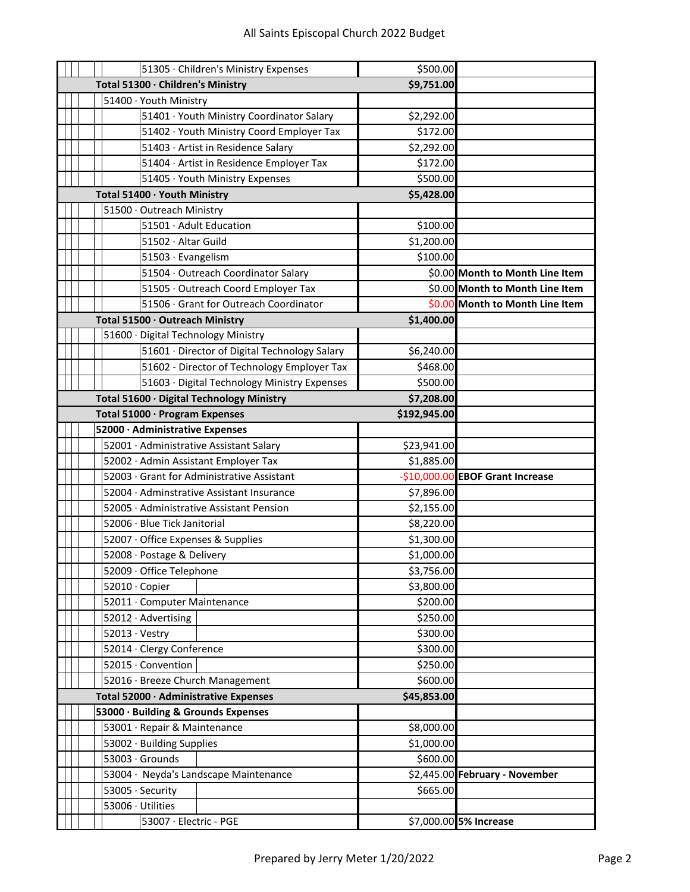# All Saints Episcopal Church 2022 Budget

| Account | Amount | Notes |
|---|---|---|
| 51305 · Children's Ministry Expenses | $500.00 | |
| **Total 51300 · Children's Ministry** | **$9,751.00** | |
| 51400 · Youth Ministry | | |
| 51401 · Youth Ministry Coordinator Salary | $2,292.00 | |
| 51402 · Youth Ministry Coord Employer Tax | $172.00 | |
| 51403 · Artist in Residence Salary | $2,292.00 | |
| 51404 · Artist in Residence Employer Tax | $172.00 | |
| 51405 · Youth Ministry Expenses | $500.00 | |
| **Total 51400 · Youth Ministry** | **$5,428.00** | |
| 51500 · Outreach Ministry | | |
| 51501 · Adult Education | $100.00 | |
| 51502 · Altar Guild | $1,200.00 | |
| 51503 · Evangelism | $100.00 | |
| 51504 · Outreach Coordinator Salary | $0.00 | **Month to Month Line Item** |
| 51505 · Outreach Coord Employer Tax | $0.00 | **Month to Month Line Item** |
| 51506 · Grant for Outreach Coordinator | $0.00 | **Month to Month Line Item** |
| **Total 51500 · Outreach Ministry** | **$1,400.00** | |
| 51600 · Digital Technology Ministry | | |
| 51601 · Director of Digital Technology Salary | $6,240.00 | |
| 51602 - Director of Technology Employer Tax | $468.00 | |
| 51603 · Digital Technology Ministry Expenses | $500.00 | |
| **Total 51600 · Digital Technology Ministry** | **$7,208.00** | |
| **Total 51000 · Program Expenses** | **$192,945.00** | |
| **52000 · Administrative Expenses** | | |
| 52001 · Administrative Assistant Salary | $23,941.00 | |
| 52002 · Admin Assistant Employer Tax | $1,885.00 | |
| 52003 · Grant for Administrative Assistant | -$10,000.00 | **EBOF Grant Increase** |
| 52004 · Adminstrative Assistant Insurance | $7,896.00 | |
| 52005 · Administrative Assistant Pension | $2,155.00 | |
| 52006 · Blue Tick Janitorial | $8,220.00 | |
| 52007 · Office Expenses & Supplies | $1,300.00 | |
| 52008 · Postage & Delivery | $1,000.00 | |
| 52009 · Office Telephone | $3,756.00 | |
| 52010 · Copier | $3,800.00 | |
| 52011 · Computer Maintenance | $200.00 | |
| 52012 · Advertising | $250.00 | |
| 52013 · Vestry | $300.00 | |
| 52014 · Clergy Conference | $300.00 | |
| 52015 · Convention | $250.00 | |
| 52016 · Breeze Church Management | $600.00 | |
| **Total 52000 · Administrative Expenses** | **$45,853.00** | |
| **53000 · Building & Grounds Expenses** | | |
| 53001 · Repair & Maintenance | $8,000.00 | |
| 53002 · Building Supplies | $1,000.00 | |
| 53003 · Grounds | $600.00 | |
| 53004 · Neyda's Landscape Maintenance | $2,445.00 | **February - November** |
| 53005 · Security | $665.00 | |
| 53006 · Utilities | | |
| 53007 · Electric - PGE | $7,000.00 | **5% Increase** |

Prepared by Jerry Meter 1/20/2022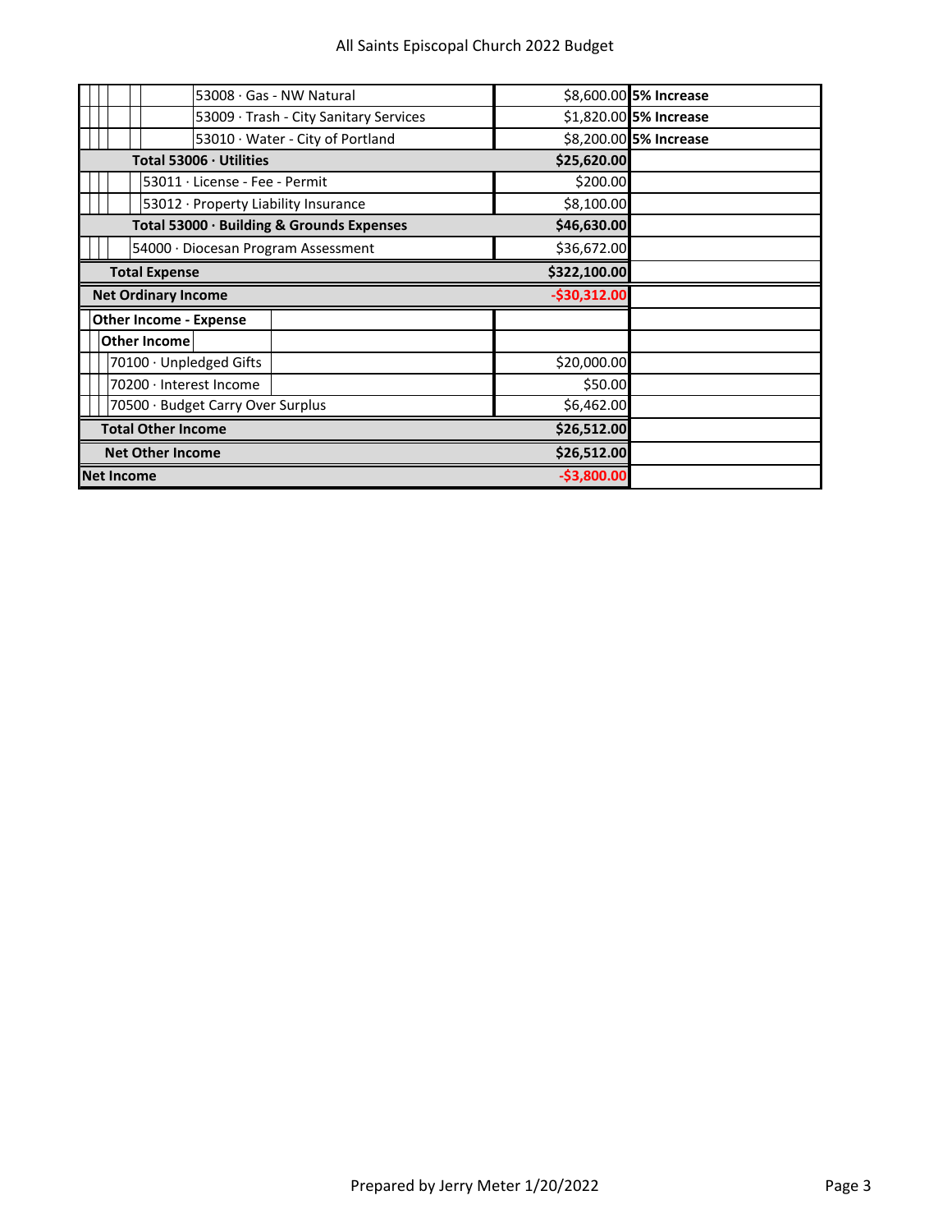| | | |
|---|---|---|
| 53008 · Gas - NW Natural | $8,600.00 | **5% Increase** |
| 53009 · Trash - City Sanitary Services | $1,820.00 | **5% Increase** |
| 53010 · Water - City of Portland | $8,200.00 | **5% Increase** |
| **Total 53006 · Utilities** | **$25,620.00** | |
| 53011 · License - Fee - Permit | $200.00 | |
| 53012 · Property Liability Insurance | $8,100.00 | |
| **Total 53000 · Building & Grounds Expenses** | **$46,630.00** | |
| 54000 · Diocesan Program Assessment | $36,672.00 | |
| **Total Expense** | **$322,100.00** | |
| **Net Ordinary Income** | **-$30,312.00** | |
| **Other Income - Expense** | | |
| **Other Income** | | |
| 70100 · Unpledged Gifts | $20,000.00 | |
| 70200 · Interest Income | $50.00 | |
| 70500 · Budget Carry Over Surplus | $6,462.00 | |
| **Total Other Income** | **$26,512.00** | |
| **Net Other Income** | **$26,512.00** | |
| **Net Income** | **-$3,800.00** | |

Prepared by Jerry Meter 1/20/2022